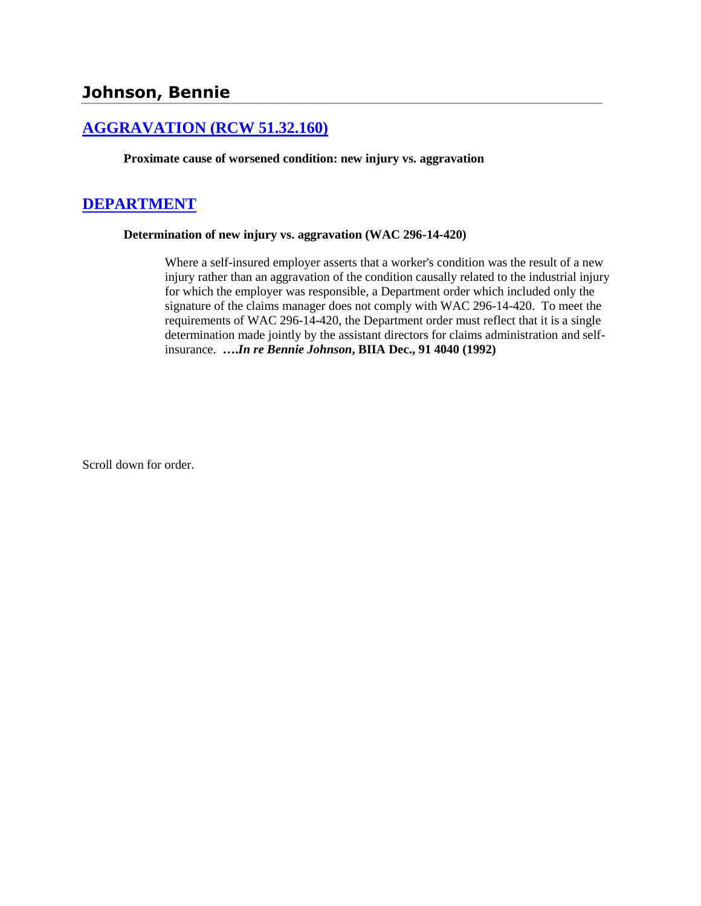## Johnson, Bennie

### [AGGRAVATION (RCW 51.32.160)]

**Proximate cause of worsened condition: new injury vs. aggravation**

### [DEPARTMENT]

**Determination of new injury vs. aggravation (WAC 296-14-420)**

> Where a self-insured employer asserts that a worker's condition was the result of a new injury rather than an aggravation of the condition causally related to the industrial injury for which the employer was responsible, a Department order which included only the signature of the claims manager does not comply with WAC 296-14-420. To meet the requirements of WAC 296-14-420, the Department order must reflect that it is a single determination made jointly by the assistant directors for claims administration and self-insurance. **….*In re Bennie Johnson*, BIIA Dec., 91 4040 (1992)**

Scroll down for order.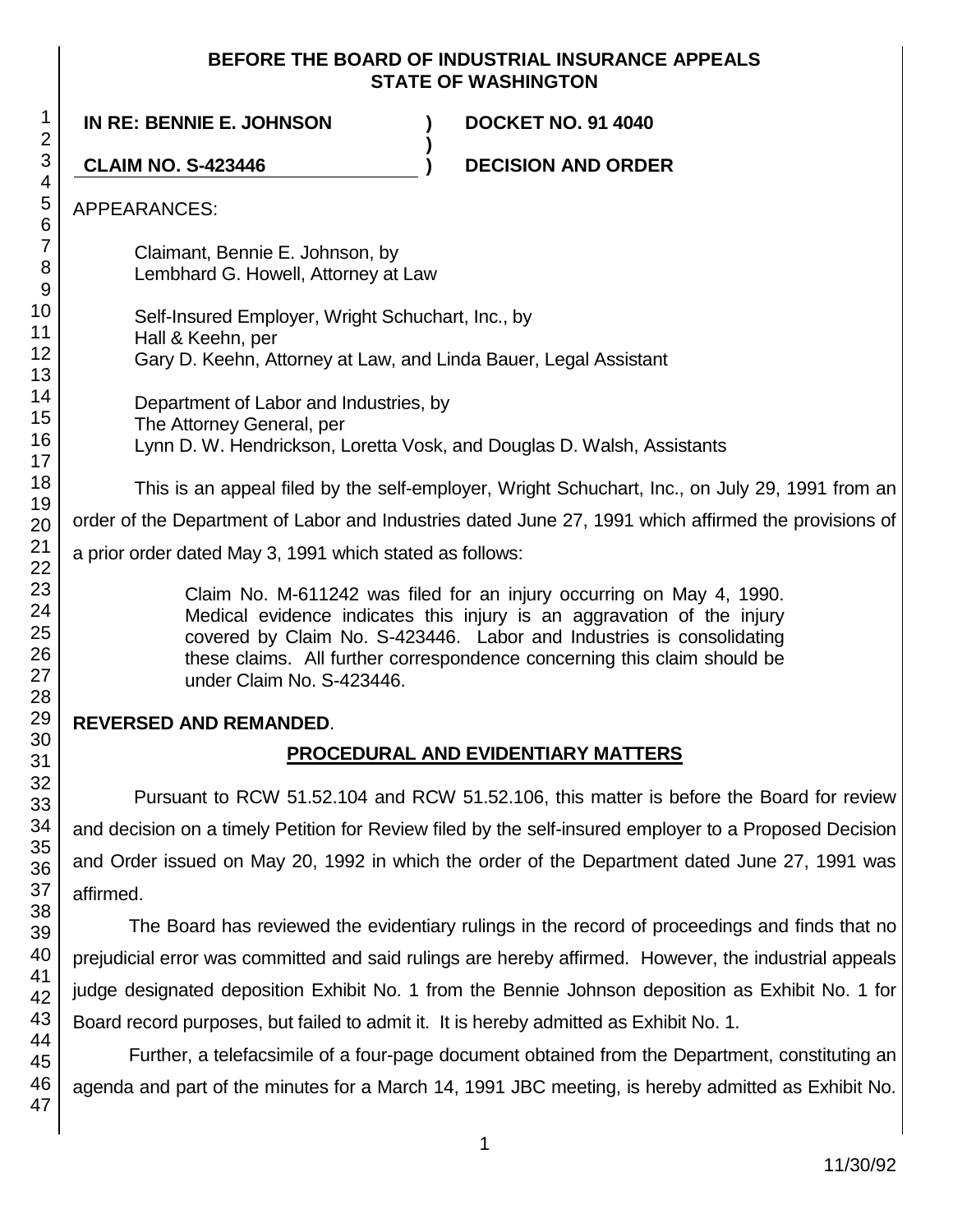**BEFORE THE BOARD OF INDUSTRIAL INSURANCE APPEALS**
**STATE OF WASHINGTON**

| | | |
|---|---|---|
| **IN RE: BENNIE E. JOHNSON** | **)** | **DOCKET NO. 91 4040** |
| | **)** | |
| **CLAIM NO. S-423446** | **)** | **DECISION AND ORDER** |

APPEARANCES:

Claimant, Bennie E. Johnson, by
Lembhard G. Howell, Attorney at Law

Self-Insured Employer, Wright Schuchart, Inc., by
Hall & Keehn, per
Gary D. Keehn, Attorney at Law, and Linda Bauer, Legal Assistant

Department of Labor and Industries, by
The Attorney General, per
Lynn D. W. Hendrickson, Loretta Vosk, and Douglas D. Walsh, Assistants

This is an appeal filed by the self-employer, Wright Schuchart, Inc., on July 29, 1991 from an order of the Department of Labor and Industries dated June 27, 1991 which affirmed the provisions of a prior order dated May 3, 1991 which stated as follows:

> Claim No. M-611242 was filed for an injury occurring on May 4, 1990. Medical evidence indicates this injury is an aggravation of the injury covered by Claim No. S-423446. Labor and Industries is consolidating these claims. All further correspondence concerning this claim should be under Claim No. S-423446.

**REVERSED AND REMANDED**.

## PROCEDURAL AND EVIDENTIARY MATTERS

Pursuant to RCW 51.52.104 and RCW 51.52.106, this matter is before the Board for review and decision on a timely Petition for Review filed by the self-insured employer to a Proposed Decision and Order issued on May 20, 1992 in which the order of the Department dated June 27, 1991 was affirmed.

The Board has reviewed the evidentiary rulings in the record of proceedings and finds that no prejudicial error was committed and said rulings are hereby affirmed. However, the industrial appeals judge designated deposition Exhibit No. 1 from the Bennie Johnson deposition as Exhibit No. 1 for Board record purposes, but failed to admit it. It is hereby admitted as Exhibit No. 1.

Further, a telefacsimile of a four-page document obtained from the Department, constituting an agenda and part of the minutes for a March 14, 1991 JBC meeting, is hereby admitted as Exhibit No.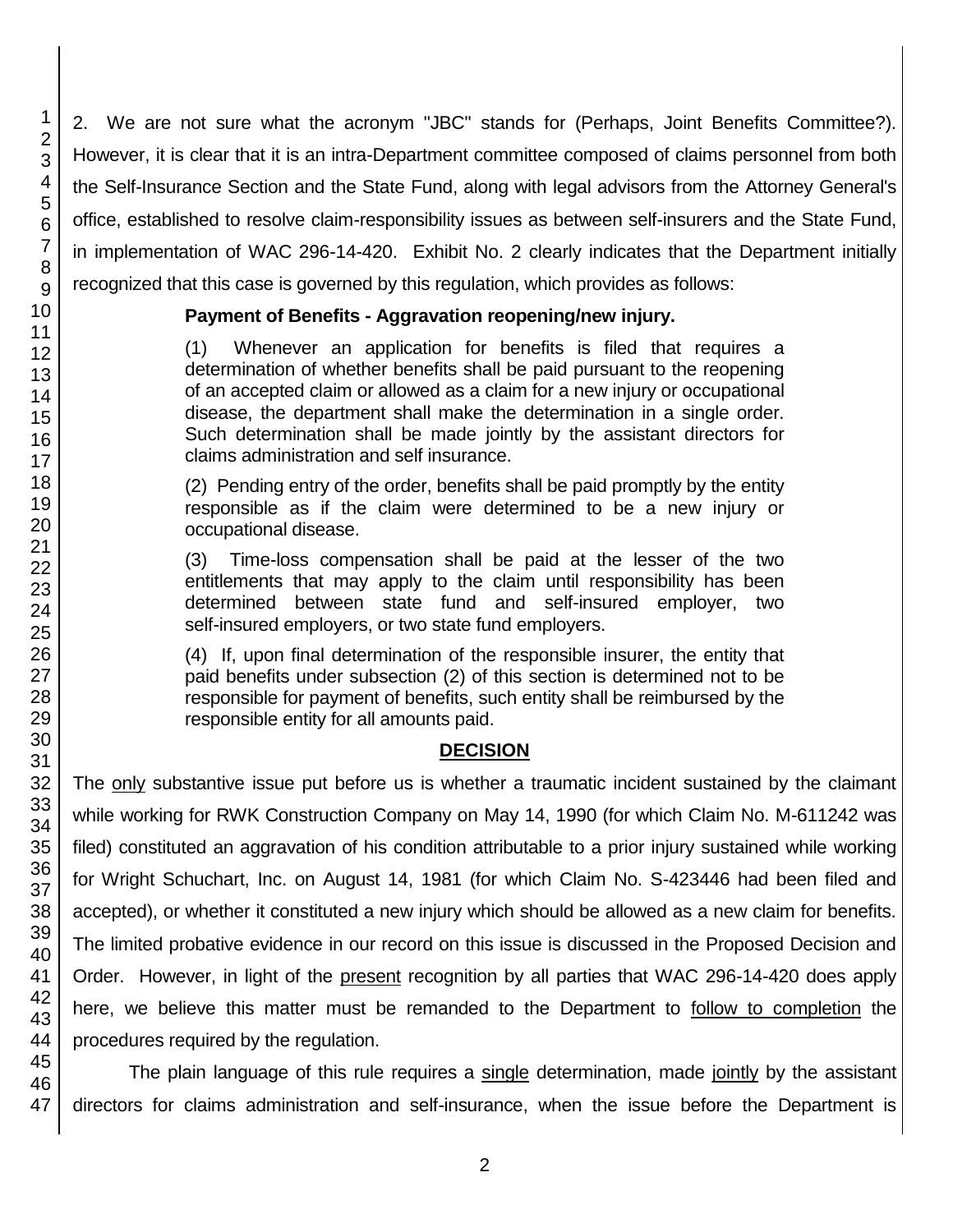2. We are not sure what the acronym "JBC" stands for (Perhaps, Joint Benefits Committee?). However, it is clear that it is an intra-Department committee composed of claims personnel from both the Self-Insurance Section and the State Fund, along with legal advisors from the Attorney General's office, established to resolve claim-responsibility issues as between self-insurers and the State Fund, in implementation of WAC 296-14-420. Exhibit No. 2 clearly indicates that the Department initially recognized that this case is governed by this regulation, which provides as follows:

> **Payment of Benefits - Aggravation reopening/new injury.**
>
> (1) Whenever an application for benefits is filed that requires a determination of whether benefits shall be paid pursuant to the reopening of an accepted claim or allowed as a claim for a new injury or occupational disease, the department shall make the determination in a single order. Such determination shall be made jointly by the assistant directors for claims administration and self insurance.
>
> (2) Pending entry of the order, benefits shall be paid promptly by the entity responsible as if the claim were determined to be a new injury or occupational disease.
>
> (3) Time-loss compensation shall be paid at the lesser of the two entitlements that may apply to the claim until responsibility has been determined between state fund and self-insured employer, two self-insured employers, or two state fund employers.
>
> (4) If, upon final determination of the responsible insurer, the entity that paid benefits under subsection (2) of this section is determined not to be responsible for payment of benefits, such entity shall be reimbursed by the responsible entity for all amounts paid.

## DECISION

The only substantive issue put before us is whether a traumatic incident sustained by the claimant while working for RWK Construction Company on May 14, 1990 (for which Claim No. M-611242 was filed) constituted an aggravation of his condition attributable to a prior injury sustained while working for Wright Schuchart, Inc. on August 14, 1981 (for which Claim No. S-423446 had been filed and accepted), or whether it constituted a new injury which should be allowed as a new claim for benefits. The limited probative evidence in our record on this issue is discussed in the Proposed Decision and Order. However, in light of the present recognition by all parties that WAC 296-14-420 does apply here, we believe this matter must be remanded to the Department to follow to completion the procedures required by the regulation.

The plain language of this rule requires a single determination, made jointly by the assistant directors for claims administration and self-insurance, when the issue before the Department is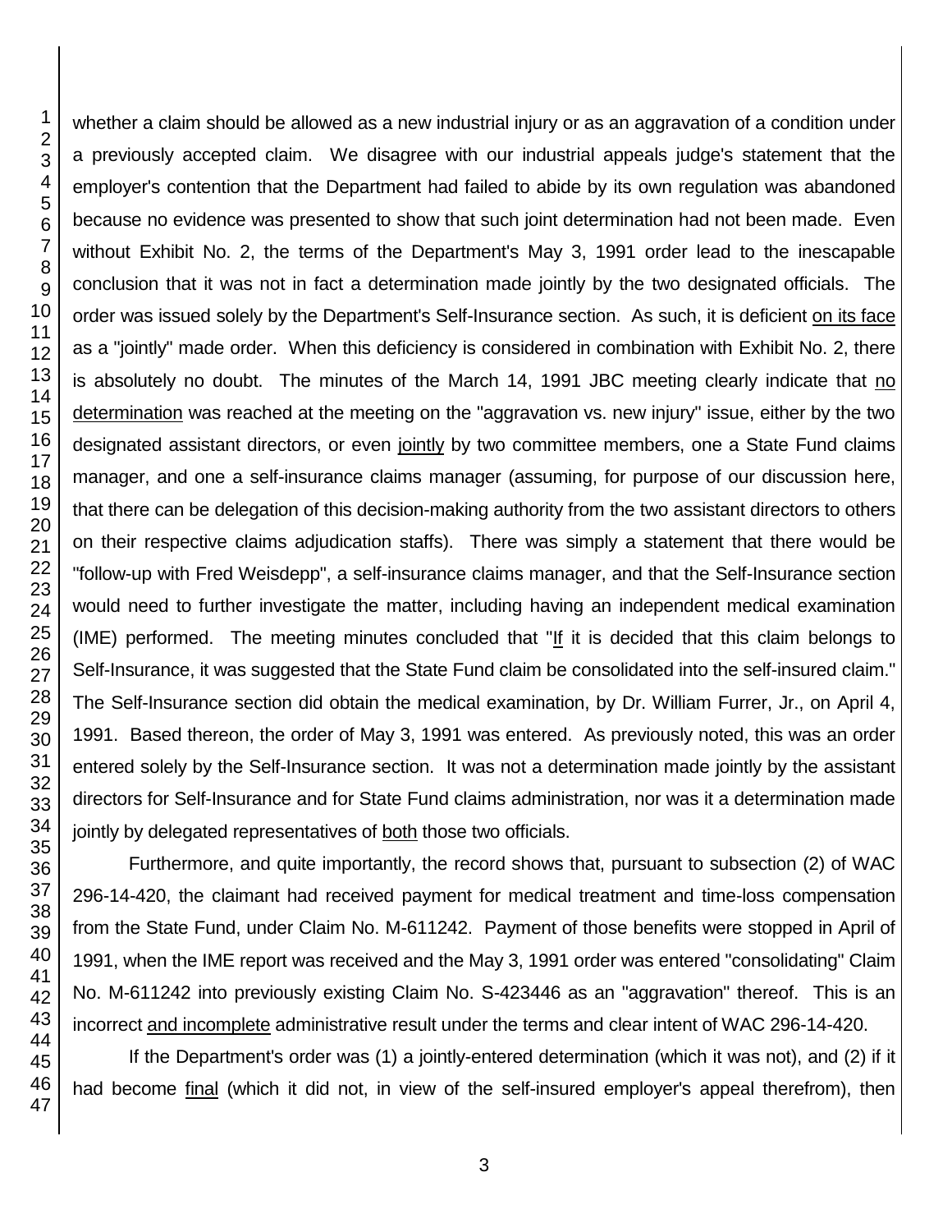whether a claim should be allowed as a new industrial injury or as an aggravation of a condition under a previously accepted claim. We disagree with our industrial appeals judge's statement that the employer's contention that the Department had failed to abide by its own regulation was abandoned because no evidence was presented to show that such joint determination had not been made. Even without Exhibit No. 2, the terms of the Department's May 3, 1991 order lead to the inescapable conclusion that it was not in fact a determination made jointly by the two designated officials. The order was issued solely by the Department's Self-Insurance section. As such, it is deficient on its face as a "jointly" made order. When this deficiency is considered in combination with Exhibit No. 2, there is absolutely no doubt. The minutes of the March 14, 1991 JBC meeting clearly indicate that no determination was reached at the meeting on the "aggravation vs. new injury" issue, either by the two designated assistant directors, or even jointly by two committee members, one a State Fund claims manager, and one a self-insurance claims manager (assuming, for purpose of our discussion here, that there can be delegation of this decision-making authority from the two assistant directors to others on their respective claims adjudication staffs). There was simply a statement that there would be "follow-up with Fred Weisdepp", a self-insurance claims manager, and that the Self-Insurance section would need to further investigate the matter, including having an independent medical examination (IME) performed. The meeting minutes concluded that "If it is decided that this claim belongs to Self-Insurance, it was suggested that the State Fund claim be consolidated into the self-insured claim." The Self-Insurance section did obtain the medical examination, by Dr. William Furrer, Jr., on April 4, 1991. Based thereon, the order of May 3, 1991 was entered. As previously noted, this was an order entered solely by the Self-Insurance section. It was not a determination made jointly by the assistant directors for Self-Insurance and for State Fund claims administration, nor was it a determination made jointly by delegated representatives of both those two officials.

Furthermore, and quite importantly, the record shows that, pursuant to subsection (2) of WAC 296-14-420, the claimant had received payment for medical treatment and time-loss compensation from the State Fund, under Claim No. M-611242. Payment of those benefits were stopped in April of 1991, when the IME report was received and the May 3, 1991 order was entered "consolidating" Claim No. M-611242 into previously existing Claim No. S-423446 as an "aggravation" thereof. This is an incorrect and incomplete administrative result under the terms and clear intent of WAC 296-14-420.

If the Department's order was (1) a jointly-entered determination (which it was not), and (2) if it had become final (which it did not, in view of the self-insured employer's appeal therefrom), then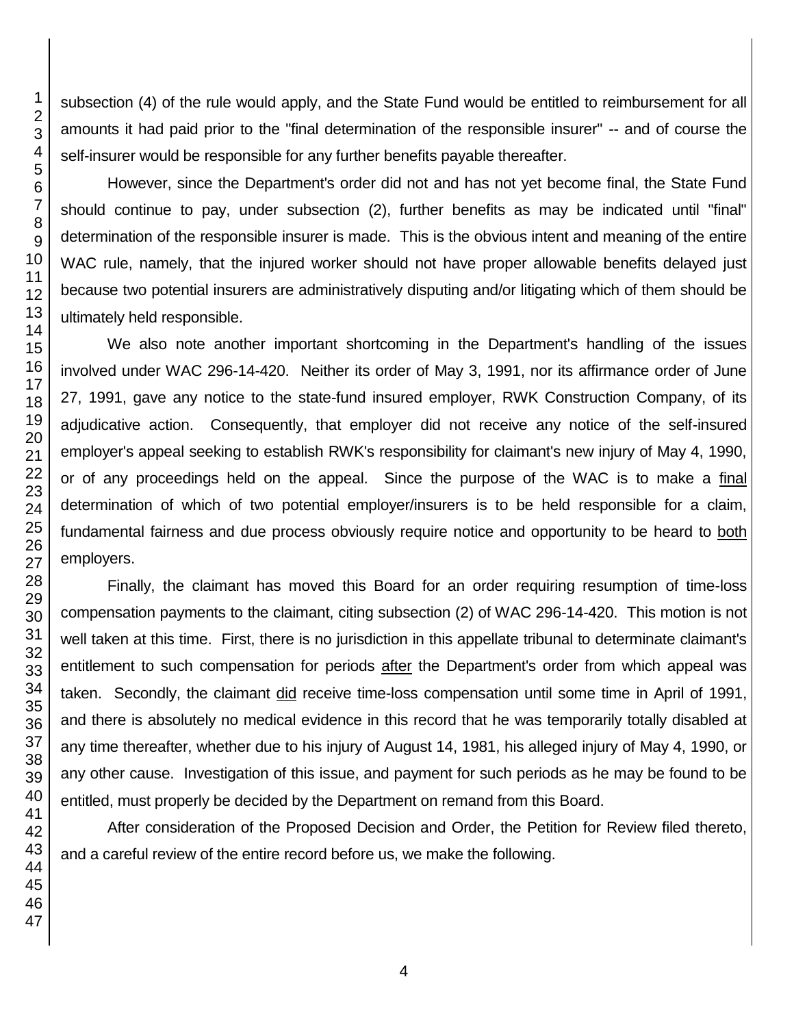subsection (4) of the rule would apply, and the State Fund would be entitled to reimbursement for all amounts it had paid prior to the "final determination of the responsible insurer" -- and of course the self-insurer would be responsible for any further benefits payable thereafter.

However, since the Department's order did not and has not yet become final, the State Fund should continue to pay, under subsection (2), further benefits as may be indicated until "final" determination of the responsible insurer is made. This is the obvious intent and meaning of the entire WAC rule, namely, that the injured worker should not have proper allowable benefits delayed just because two potential insurers are administratively disputing and/or litigating which of them should be ultimately held responsible.

We also note another important shortcoming in the Department's handling of the issues involved under WAC 296-14-420. Neither its order of May 3, 1991, nor its affirmance order of June 27, 1991, gave any notice to the state-fund insured employer, RWK Construction Company, of its adjudicative action. Consequently, that employer did not receive any notice of the self-insured employer's appeal seeking to establish RWK's responsibility for claimant's new injury of May 4, 1990, or of any proceedings held on the appeal. Since the purpose of the WAC is to make a final determination of which of two potential employer/insurers is to be held responsible for a claim, fundamental fairness and due process obviously require notice and opportunity to be heard to both employers.

Finally, the claimant has moved this Board for an order requiring resumption of time-loss compensation payments to the claimant, citing subsection (2) of WAC 296-14-420. This motion is not well taken at this time. First, there is no jurisdiction in this appellate tribunal to determinate claimant's entitlement to such compensation for periods after the Department's order from which appeal was taken. Secondly, the claimant did receive time-loss compensation until some time in April of 1991, and there is absolutely no medical evidence in this record that he was temporarily totally disabled at any time thereafter, whether due to his injury of August 14, 1981, his alleged injury of May 4, 1990, or any other cause. Investigation of this issue, and payment for such periods as he may be found to be entitled, must properly be decided by the Department on remand from this Board.

After consideration of the Proposed Decision and Order, the Petition for Review filed thereto, and a careful review of the entire record before us, we make the following.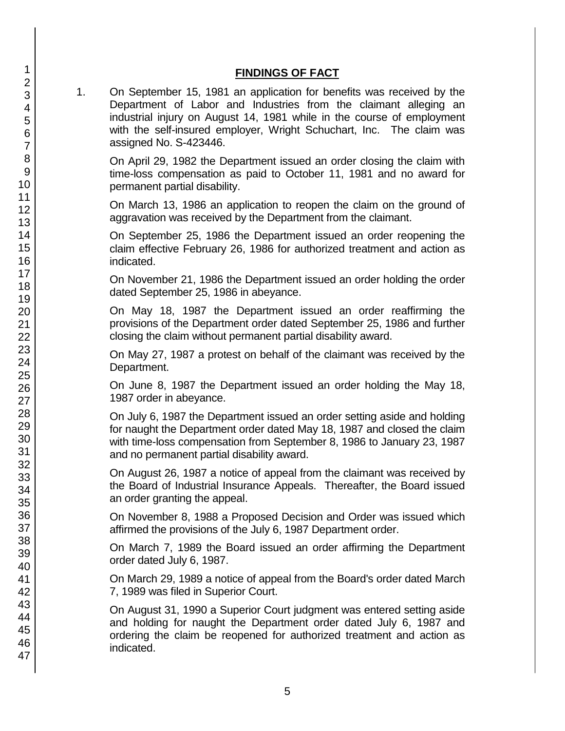## FINDINGS OF FACT

1. On September 15, 1981 an application for benefits was received by the Department of Labor and Industries from the claimant alleging an industrial injury on August 14, 1981 while in the course of employment with the self-insured employer, Wright Schuchart, Inc. The claim was assigned No. S-423446.

   On April 29, 1982 the Department issued an order closing the claim with time-loss compensation as paid to October 11, 1981 and no award for permanent partial disability.

   On March 13, 1986 an application to reopen the claim on the ground of aggravation was received by the Department from the claimant.

   On September 25, 1986 the Department issued an order reopening the claim effective February 26, 1986 for authorized treatment and action as indicated.

   On November 21, 1986 the Department issued an order holding the order dated September 25, 1986 in abeyance.

   On May 18, 1987 the Department issued an order reaffirming the provisions of the Department order dated September 25, 1986 and further closing the claim without permanent partial disability award.

   On May 27, 1987 a protest on behalf of the claimant was received by the Department.

   On June 8, 1987 the Department issued an order holding the May 18, 1987 order in abeyance.

   On July 6, 1987 the Department issued an order setting aside and holding for naught the Department order dated May 18, 1987 and closed the claim with time-loss compensation from September 8, 1986 to January 23, 1987 and no permanent partial disability award.

   On August 26, 1987 a notice of appeal from the claimant was received by the Board of Industrial Insurance Appeals. Thereafter, the Board issued an order granting the appeal.

   On November 8, 1988 a Proposed Decision and Order was issued which affirmed the provisions of the July 6, 1987 Department order.

   On March 7, 1989 the Board issued an order affirming the Department order dated July 6, 1987.

   On March 29, 1989 a notice of appeal from the Board's order dated March 7, 1989 was filed in Superior Court.

   On August 31, 1990 a Superior Court judgment was entered setting aside and holding for naught the Department order dated July 6, 1987 and ordering the claim be reopened for authorized treatment and action as indicated.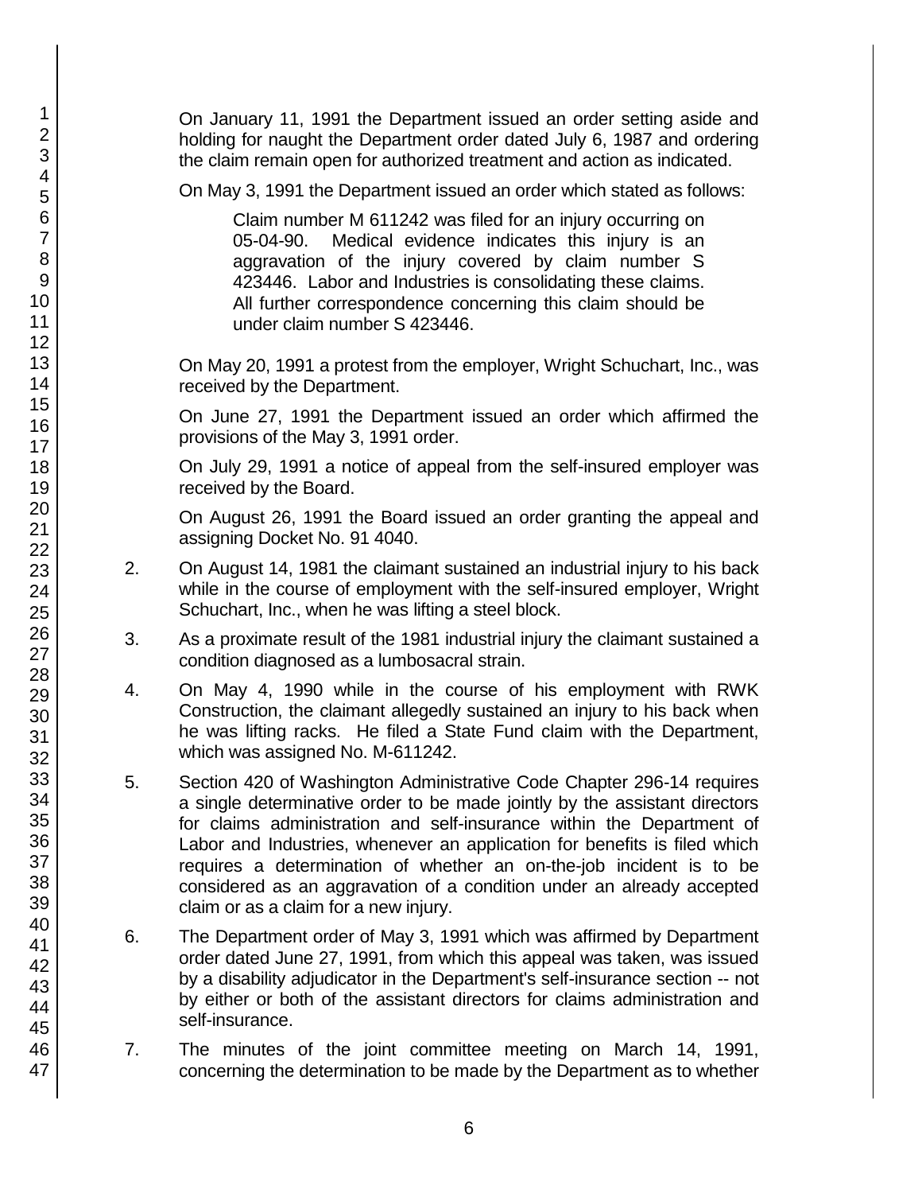On January 11, 1991 the Department issued an order setting aside and holding for naught the Department order dated July 6, 1987 and ordering the claim remain open for authorized treatment and action as indicated.

On May 3, 1991 the Department issued an order which stated as follows:

> Claim number M 611242 was filed for an injury occurring on 05-04-90. Medical evidence indicates this injury is an aggravation of the injury covered by claim number S 423446. Labor and Industries is consolidating these claims. All further correspondence concerning this claim should be under claim number S 423446.

On May 20, 1991 a protest from the employer, Wright Schuchart, Inc., was received by the Department.

On June 27, 1991 the Department issued an order which affirmed the provisions of the May 3, 1991 order.

On July 29, 1991 a notice of appeal from the self-insured employer was received by the Board.

On August 26, 1991 the Board issued an order granting the appeal and assigning Docket No. 91 4040.

2. On August 14, 1981 the claimant sustained an industrial injury to his back while in the course of employment with the self-insured employer, Wright Schuchart, Inc., when he was lifting a steel block.

3. As a proximate result of the 1981 industrial injury the claimant sustained a condition diagnosed as a lumbosacral strain.

4. On May 4, 1990 while in the course of his employment with RWK Construction, the claimant allegedly sustained an injury to his back when he was lifting racks. He filed a State Fund claim with the Department, which was assigned No. M-611242.

5. Section 420 of Washington Administrative Code Chapter 296-14 requires a single determinative order to be made jointly by the assistant directors for claims administration and self-insurance within the Department of Labor and Industries, whenever an application for benefits is filed which requires a determination of whether an on-the-job incident is to be considered as an aggravation of a condition under an already accepted claim or as a claim for a new injury.

6. The Department order of May 3, 1991 which was affirmed by Department order dated June 27, 1991, from which this appeal was taken, was issued by a disability adjudicator in the Department's self-insurance section -- not by either or both of the assistant directors for claims administration and self-insurance.

7. The minutes of the joint committee meeting on March 14, 1991, concerning the determination to be made by the Department as to whether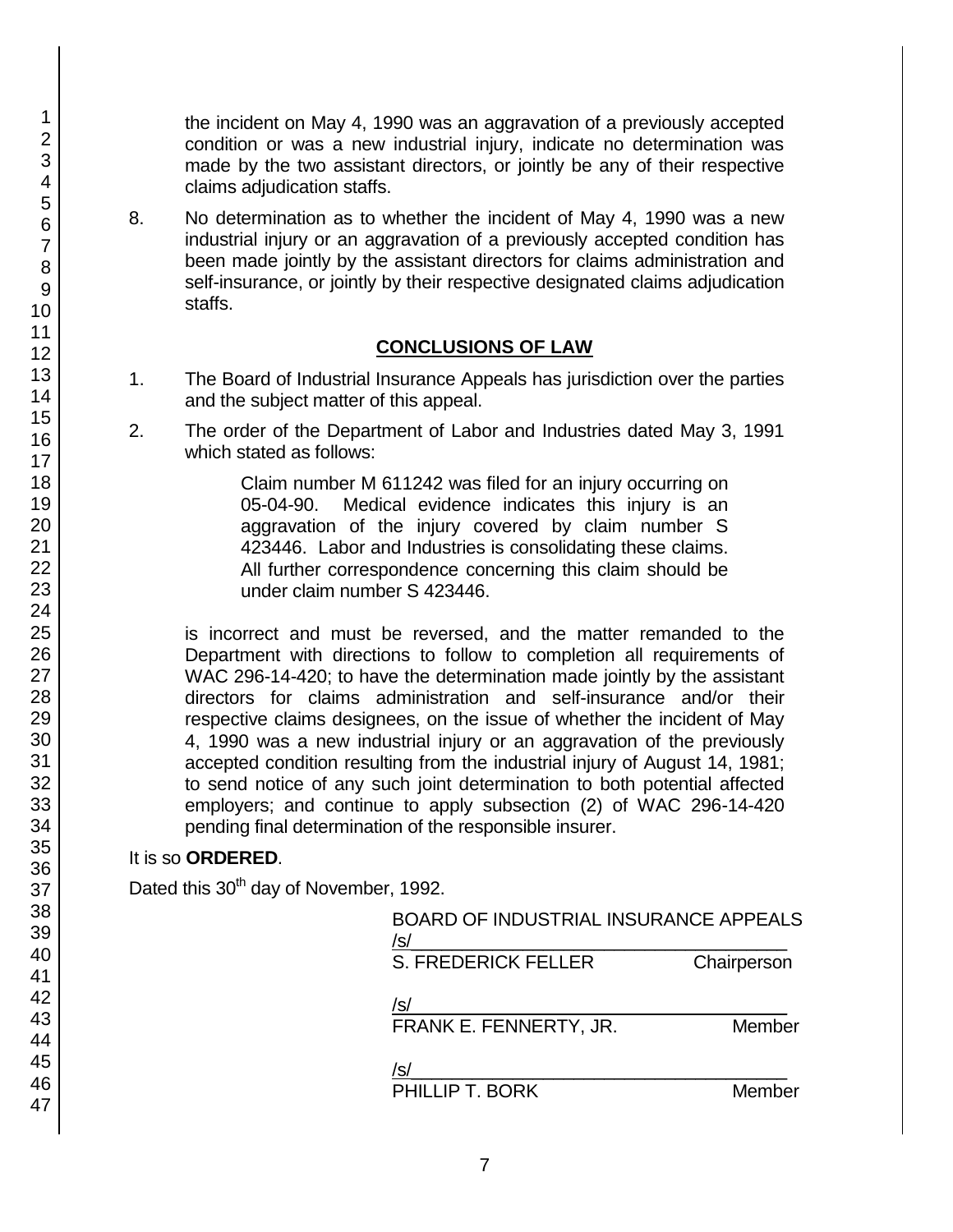the incident on May 4, 1990 was an aggravation of a previously accepted condition or was a new industrial injury, indicate no determination was made by the two assistant directors, or jointly be any of their respective claims adjudication staffs.

8. No determination as to whether the incident of May 4, 1990 was a new industrial injury or an aggravation of a previously accepted condition has been made jointly by the assistant directors for claims administration and self-insurance, or jointly by their respective designated claims adjudication staffs.

## CONCLUSIONS OF LAW

1. The Board of Industrial Insurance Appeals has jurisdiction over the parties and the subject matter of this appeal.

2. The order of the Department of Labor and Industries dated May 3, 1991 which stated as follows:

> Claim number M 611242 was filed for an injury occurring on 05-04-90. Medical evidence indicates this injury is an aggravation of the injury covered by claim number S 423446. Labor and Industries is consolidating these claims. All further correspondence concerning this claim should be under claim number S 423446.

is incorrect and must be reversed, and the matter remanded to the Department with directions to follow to completion all requirements of WAC 296-14-420; to have the determination made jointly by the assistant directors for claims administration and self-insurance and/or their respective claims designees, on the issue of whether the incident of May 4, 1990 was a new industrial injury or an aggravation of the previously accepted condition resulting from the industrial injury of August 14, 1981; to send notice of any such joint determination to both potential affected employers; and continue to apply subsection (2) of WAC 296-14-420 pending final determination of the responsible insurer.

It is so **ORDERED**.

Dated this 30th day of November, 1992.

BOARD OF INDUSTRIAL INSURANCE APPEALS

/s/
S. FREDERICK FELLER Chairperson

/s/
FRANK E. FENNERTY, JR. Member

/s/
PHILLIP T. BORK Member